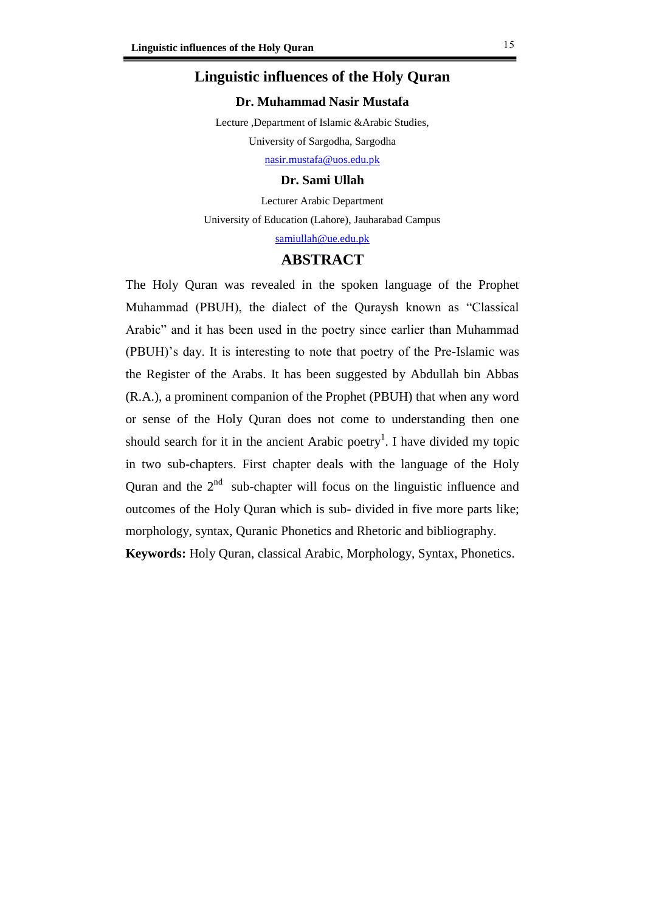# Linguistic influences of the Holy Quran

**Dr. Muhammad Nasir Mustafa**

Lecture ,Department of Islamic &Arabic Studies,

University of Sargodha, Sargodha

nasir.mustafa@uos.edu.pk

**Dr. Sami Ullah**

Lecturer Arabic Department

University of Education (Lahore), Jauharabad Campus

samiullah@ue.edu.pk

## ABSTRACT

The Holy Quran was revealed in the spoken language of the Prophet Muhammad (PBUH), the dialect of the Quraysh known as "Classical Arabic" and it has been used in the poetry since earlier than Muhammad (PBUH)'s day. It is interesting to note that poetry of the Pre-Islamic was the Register of the Arabs. It has been suggested by Abdullah bin Abbas (R.A.), a prominent companion of the Prophet (PBUH) that when any word or sense of the Holy Quran does not come to understanding then one should search for it in the ancient Arabic poetry[1]. I have divided my topic in two sub-chapters. First chapter deals with the language of the Holy Quran and the 2nd sub-chapter will focus on the linguistic influence and outcomes of the Holy Quran which is sub- divided in five more parts like; morphology, syntax, Quranic Phonetics and Rhetoric and bibliography.

**Keywords:** Holy Quran, classical Arabic, Morphology, Syntax, Phonetics.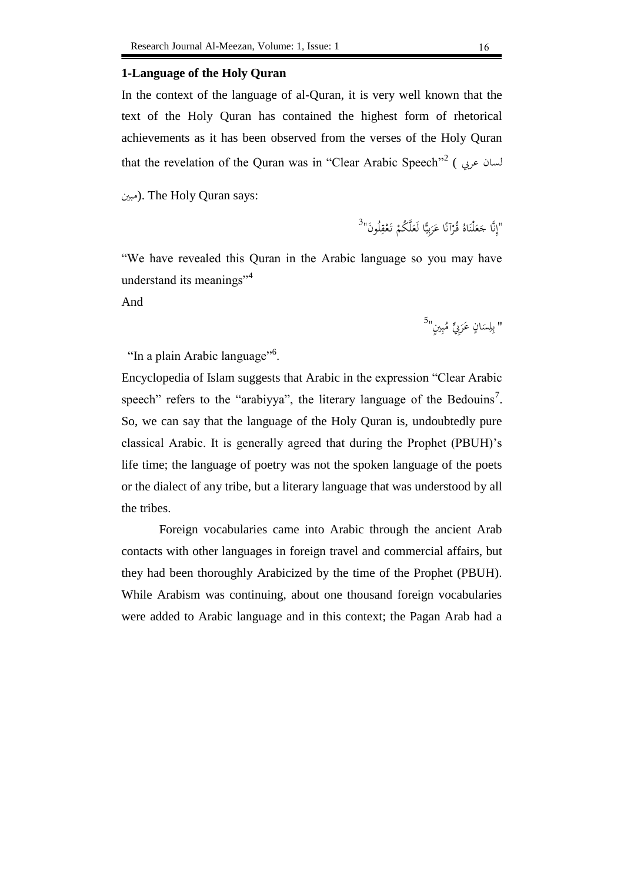### 1-Language of the Holy Quran

In the context of the language of al-Quran, it is very well known that the text of the Holy Quran has contained the highest form of rhetorical achievements as it has been observed from the verses of the Holy Quran that the revelation of the Quran was in "Clear Arabic Speech"[2] (لسان عربي مبين). The Holy Quran says:

"إِنَّا جَعَلْنَاهُ قُرْآنًا عَرَبِيًّا لَعَلَّكُمْ تَعْقِلُونَ"[3]

"We have revealed this Quran in the Arabic language so you may have understand its meanings"[4]

And

" بِلِسَانٍ عَرَبِيٍّ مُبِينٍ"[5]

"In a plain Arabic language"[6].

Encyclopedia of Islam suggests that Arabic in the expression "Clear Arabic speech" refers to the "arabiyya", the literary language of the Bedouins[7]. So, we can say that the language of the Holy Quran is, undoubtedly pure classical Arabic. It is generally agreed that during the Prophet (PBUH)'s life time; the language of poetry was not the spoken language of the poets or the dialect of any tribe, but a literary language that was understood by all the tribes.

Foreign vocabularies came into Arabic through the ancient Arab contacts with other languages in foreign travel and commercial affairs, but they had been thoroughly Arabicized by the time of the Prophet (PBUH). While Arabism was continuing, about one thousand foreign vocabularies were added to Arabic language and in this context; the Pagan Arab had a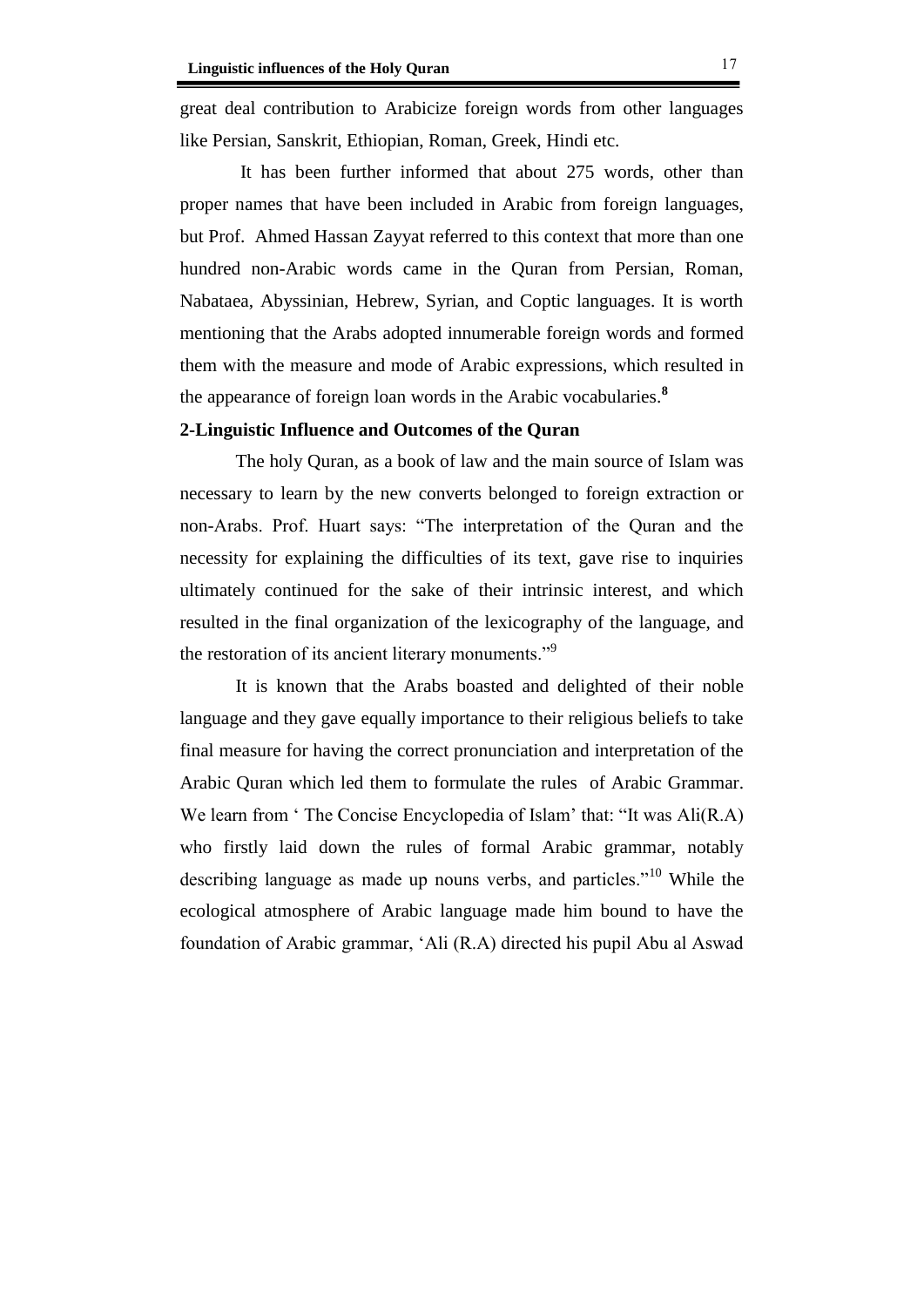great deal contribution to Arabicize foreign words from other languages like Persian, Sanskrit, Ethiopian, Roman, Greek, Hindi etc.

It has been further informed that about 275 words, other than proper names that have been included in Arabic from foreign languages, but Prof. Ahmed Hassan Zayyat referred to this context that more than one hundred non-Arabic words came in the Quran from Persian, Roman, Nabataea, Abyssinian, Hebrew, Syrian, and Coptic languages. It is worth mentioning that the Arabs adopted innumerable foreign words and formed them with the measure and mode of Arabic expressions, which resulted in the appearance of foreign loan words in the Arabic vocabularies.[8]

**2-Linguistic Influence and Outcomes of the Quran**

The holy Quran, as a book of law and the main source of Islam was necessary to learn by the new converts belonged to foreign extraction or non-Arabs. Prof. Huart says: "The interpretation of the Quran and the necessity for explaining the difficulties of its text, gave rise to inquiries ultimately continued for the sake of their intrinsic interest, and which resulted in the final organization of the lexicography of the language, and the restoration of its ancient literary monuments."[9]

It is known that the Arabs boasted and delighted of their noble language and they gave equally importance to their religious beliefs to take final measure for having the correct pronunciation and interpretation of the Arabic Quran which led them to formulate the rules of Arabic Grammar. We learn from ' The Concise Encyclopedia of Islam' that: "It was Ali(R.A) who firstly laid down the rules of formal Arabic grammar, notably describing language as made up nouns verbs, and particles."[10] While the ecological atmosphere of Arabic language made him bound to have the foundation of Arabic grammar, 'Ali (R.A) directed his pupil Abu al Aswad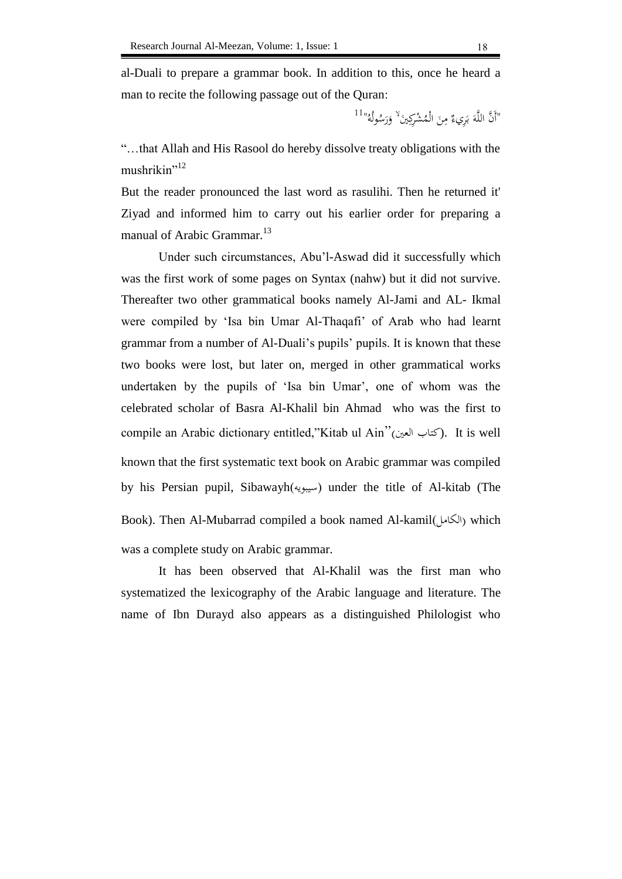al-Duali to prepare a grammar book. In addition to this, once he heard a man to recite the following passage out of the Quran:

"أَنَّ اللَّهَ بَرِيءٌ مِنَ الْمُشْرِكِينَ ۙ وَرَسُولُهُ"[11]

"…that Allah and His Rasool do hereby dissolve treaty obligations with the mushrikin"[12]

But the reader pronounced the last word as rasulihi. Then he returned it' Ziyad and informed him to carry out his earlier order for preparing a manual of Arabic Grammar.[13]

Under such circumstances, Abu'l-Aswad did it successfully which was the first work of some pages on Syntax (nahw) but it did not survive. Thereafter two other grammatical books namely Al-Jami and AL- Ikmal were compiled by 'Isa bin Umar Al-Thaqafi' of Arab who had learnt grammar from a number of Al-Duali's pupils' pupils. It is known that these two books were lost, but later on, merged in other grammatical works undertaken by the pupils of 'Isa bin Umar', one of whom was the celebrated scholar of Basra Al-Khalil bin Ahmad who was the first to compile an Arabic dictionary entitled,"Kitab ul Ain"(كتاب العين). It is well known that the first systematic text book on Arabic grammar was compiled by his Persian pupil, Sibawayh(سيبويه) under the title of Al-kitab (The Book). Then Al-Mubarrad compiled a book named Al-kamil(الكامل) which was a complete study on Arabic grammar.

It has been observed that Al-Khalil was the first man who systematized the lexicography of the Arabic language and literature. The name of Ibn Durayd also appears as a distinguished Philologist who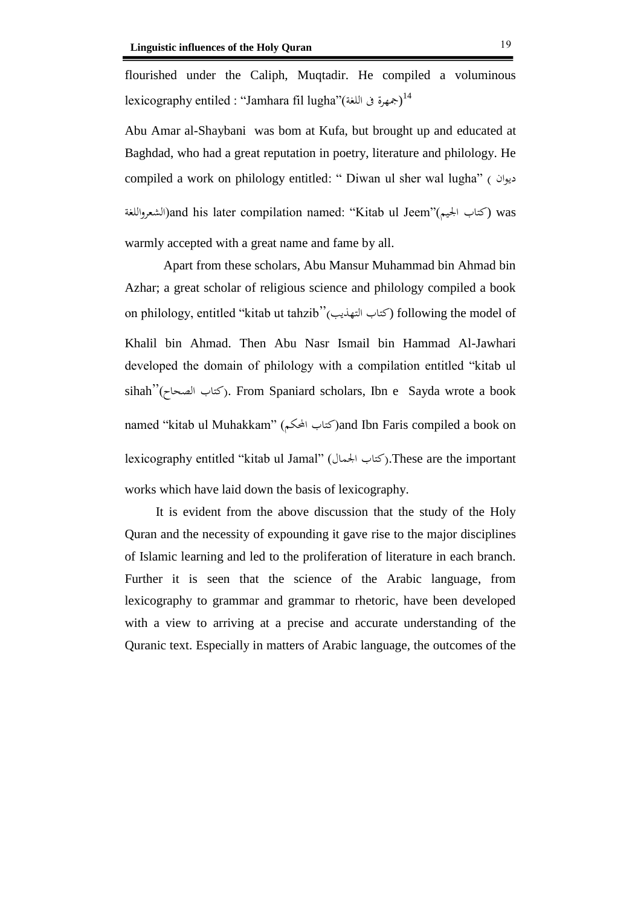flourished under the Caliph, Muqtadir. He compiled a voluminous lexicography entiled : "Jamhara fil lugha"(جمهرة فى اللغة)[14]

Abu Amar al-Shaybani was bom at Kufa, but brought up and educated at Baghdad, who had a great reputation in poetry, literature and philology. He compiled a work on philology entitled: " Diwan ul sher wal lugha" ( ديوان الشعرواللغة)and his later compilation named: "Kitab ul Jeem"(كتاب الجيم) was warmly accepted with a great name and fame by all.

Apart from these scholars, Abu Mansur Muhammad bin Ahmad bin Azhar; a great scholar of religious science and philology compiled a book on philology, entitled "kitab ut tahzib"(كتاب التهذيب) following the model of Khalil bin Ahmad. Then Abu Nasr Ismail bin Hammad Al-Jawhari developed the domain of philology with a compilation entitled "kitab ul sihah"(كتاب الصحاح). From Spaniard scholars, Ibn e Sayda wrote a book named "kitab ul Muhakkam" (كتاب المحكم)and Ibn Faris compiled a book on lexicography entitled "kitab ul Jamal" (كتاب الجمال).These are the important works which have laid down the basis of lexicography.

It is evident from the above discussion that the study of the Holy Quran and the necessity of expounding it gave rise to the major disciplines of Islamic learning and led to the proliferation of literature in each branch. Further it is seen that the science of the Arabic language, from lexicography to grammar and grammar to rhetoric, have been developed with a view to arriving at a precise and accurate understanding of the Quranic text. Especially in matters of Arabic language, the outcomes of the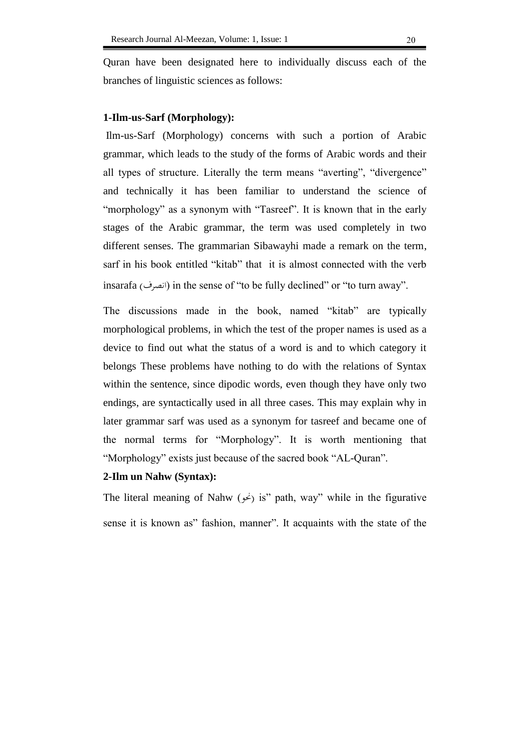Quran have been designated here to individually discuss each of the branches of linguistic sciences as follows:

**1-Ilm-us-Sarf (Morphology):**

Ilm-us-Sarf (Morphology) concerns with such a portion of Arabic grammar, which leads to the study of the forms of Arabic words and their all types of structure. Literally the term means "averting", "divergence" and technically it has been familiar to understand the science of "morphology" as a synonym with "Tasreef". It is known that in the early stages of the Arabic grammar, the term was used completely in two different senses. The grammarian Sibawayhi made a remark on the term, sarf in his book entitled "kitab" that it is almost connected with the verb insarafa (انصرف) in the sense of "to be fully declined" or "to turn away".

The discussions made in the book, named "kitab" are typically morphological problems, in which the test of the proper names is used as a device to find out what the status of a word is and to which category it belongs These problems have nothing to do with the relations of Syntax within the sentence, since dipodic words, even though they have only two endings, are syntactically used in all three cases. This may explain why in later grammar sarf was used as a synonym for tasreef and became one of the normal terms for "Morphology". It is worth mentioning that "Morphology" exists just because of the sacred book "AL-Quran".

**2-Ilm un Nahw (Syntax):**

The literal meaning of Nahw (نحو) is" path, way" while in the figurative sense it is known as" fashion, manner". It acquaints with the state of the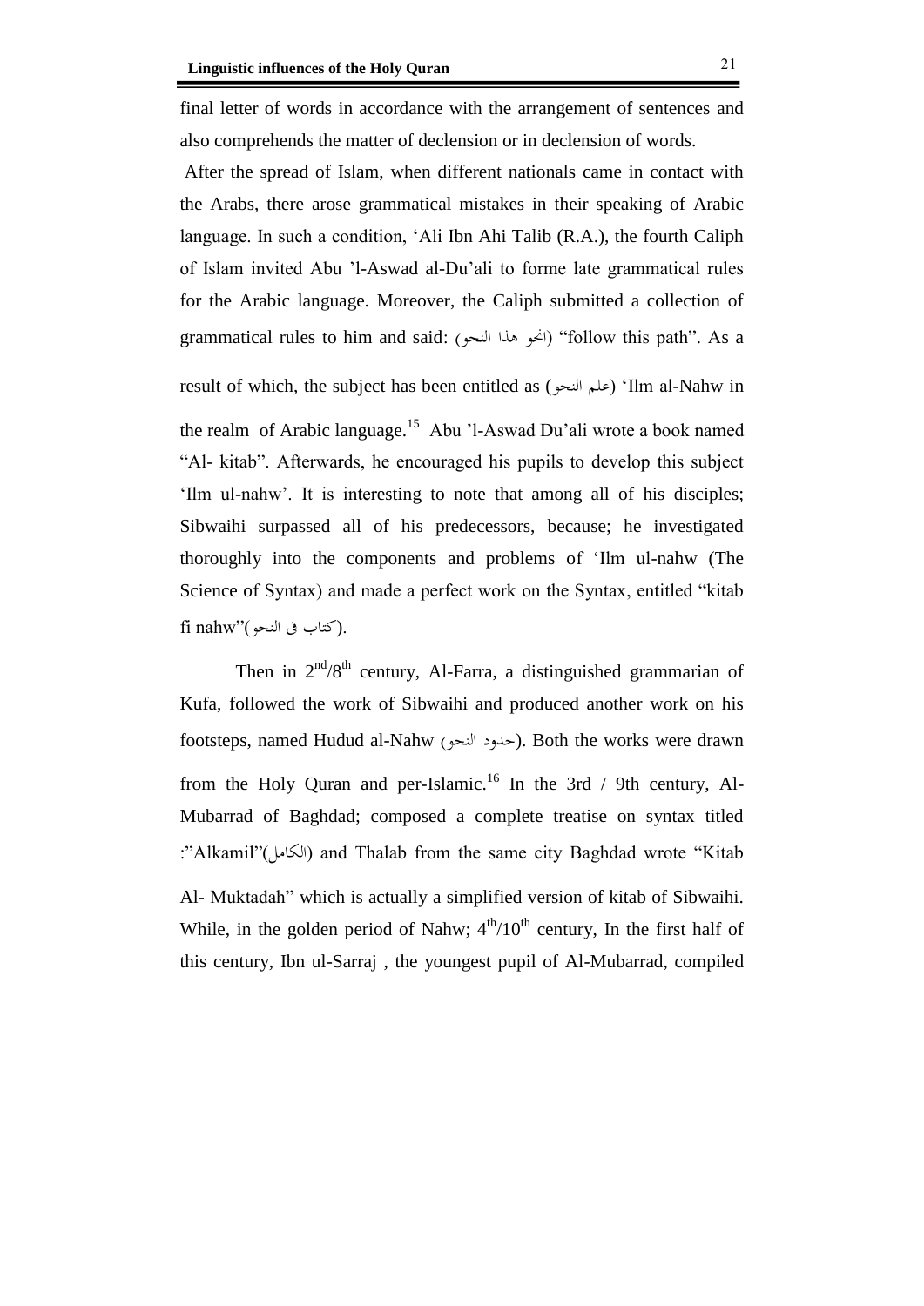final letter of words in accordance with the arrangement of sentences and also comprehends the matter of declension or in declension of words.

After the spread of Islam, when different nationals came in contact with the Arabs, there arose grammatical mistakes in their speaking of Arabic language. In such a condition, 'Ali Ibn Ahi Talib (R.A.), the fourth Caliph of Islam invited Abu 'l-Aswad al-Du'ali to forme late grammatical rules for the Arabic language. Moreover, the Caliph submitted a collection of grammatical rules to him and said: (انحو هذا النحو) "follow this path". As a result of which, the subject has been entitled as (علم النحو) 'Ilm al-Nahw in the realm of Arabic language.[15] Abu 'l-Aswad Du'ali wrote a book named "Al- kitab". Afterwards, he encouraged his pupils to develop this subject 'Ilm ul-nahw'. It is interesting to note that among all of his disciples; Sibwaihi surpassed all of his predecessors, because; he investigated thoroughly into the components and problems of 'Ilm ul-nahw (The Science of Syntax) and made a perfect work on the Syntax, entitled "kitab fi nahw"(كتاب فى النحو).

Then in 2nd/8th century, Al-Farra, a distinguished grammarian of Kufa, followed the work of Sibwaihi and produced another work on his footsteps, named Hudud al-Nahw (حدود النحو). Both the works were drawn from the Holy Quran and per-Islamic.[16] In the 3rd / 9th century, Al-Mubarrad of Baghdad; composed a complete treatise on syntax titled :"Alkamil"(الكامل) and Thalab from the same city Baghdad wrote "Kitab Al- Muktadah" which is actually a simplified version of kitab of Sibwaihi. While, in the golden period of Nahw; 4th/10th century, In the first half of this century, Ibn ul-Sarraj , the youngest pupil of Al-Mubarrad, compiled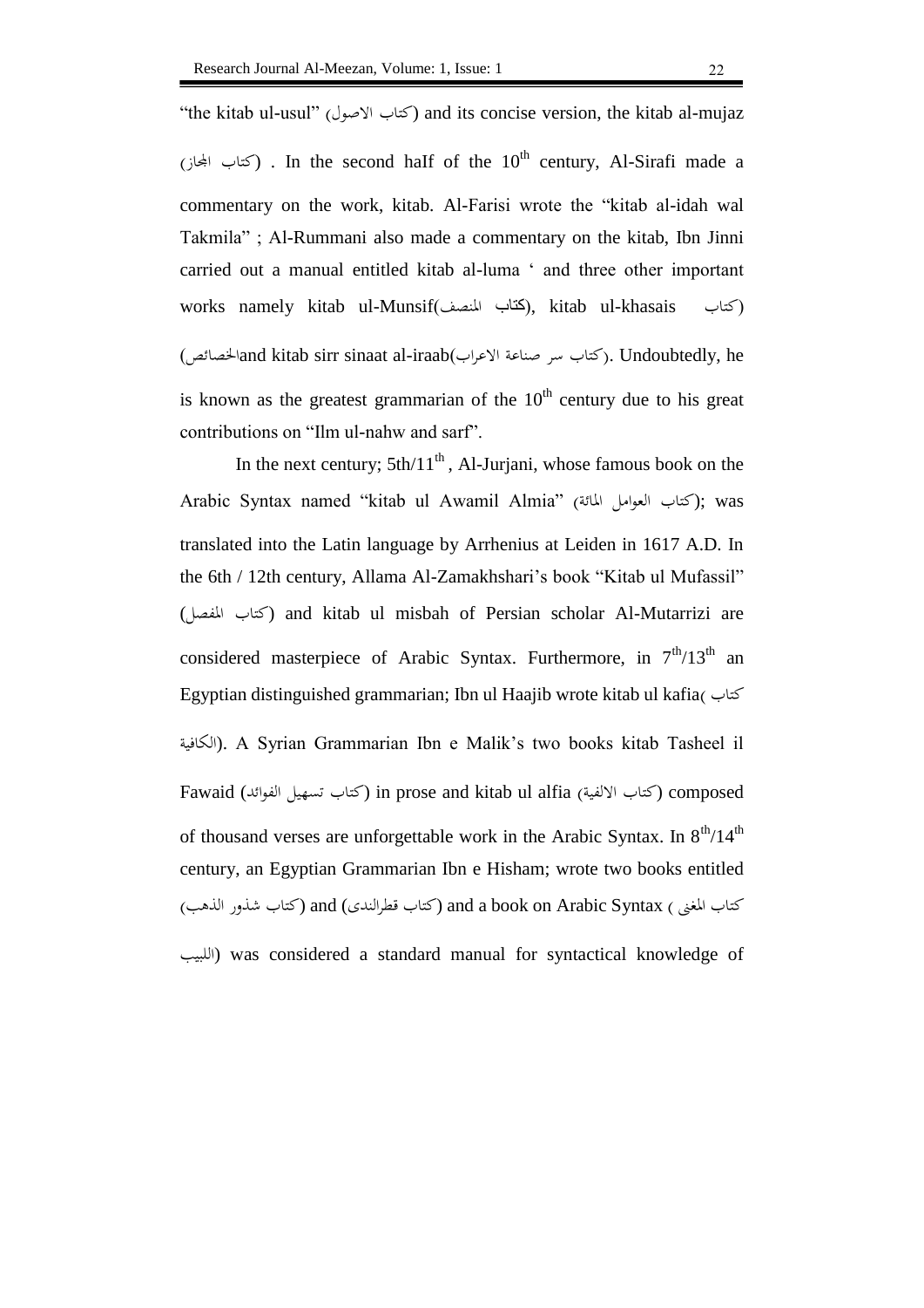"the kitab ul-usul" (كتاب الاصول) and its concise version, the kitab al-mujaz (كتاب المجاز) . In the second haIf of the $10^{th}$ century, Al-Sirafi made a commentary on the work, kitab. Al-Farisi wrote the "kitab al-idah wal Takmila" ; Al-Rummani also made a commentary on the kitab, Ibn Jinni carried out a manual entitled kitab al-luma ' and three other important works namely kitab ul-Munsif(كتاب المنصف), kitab ul-khasais (كتاب الخصائص)and kitab sirr sinaat al-iraab(كتاب سر صناعة الاعراب). Undoubtedly, he is known as the greatest grammarian of the $10^{th}$ century due to his great contributions on "Ilm ul-nahw and sarf".

In the next century; 5th/$11^{th}$ , Al-Jurjani, whose famous book on the Arabic Syntax named "kitab ul Awamil Almia" (كتاب العوامل المائة); was translated into the Latin language by Arrhenius at Leiden in 1617 A.D. In the 6th / 12th century, Allama Al-Zamakhshari's book "Kitab ul Mufassil" (كتاب المفصل) and kitab ul misbah of Persian scholar Al-Mutarrizi are considered masterpiece of Arabic Syntax. Furthermore, in $7^{th}/13^{th}$ an Egyptian distinguished grammarian; Ibn ul Haajib wrote kitab ul kafia(كتاب الكافية). A Syrian Grammarian Ibn e Malik's two books kitab Tasheel il Fawaid (كتاب تسهيل الفوائد) in prose and kitab ul alfia (كتاب الالفية) composed of thousand verses are unforgettable work in the Arabic Syntax. In $8^{th}/14^{th}$ century, an Egyptian Grammarian Ibn e Hisham; wrote two books entitled (كتاب شذور الذهب) and (كتاب قطرالندى) and a book on Arabic Syntax ( كتاب المغنى اللبيب) was considered a standard manual for syntactical knowledge of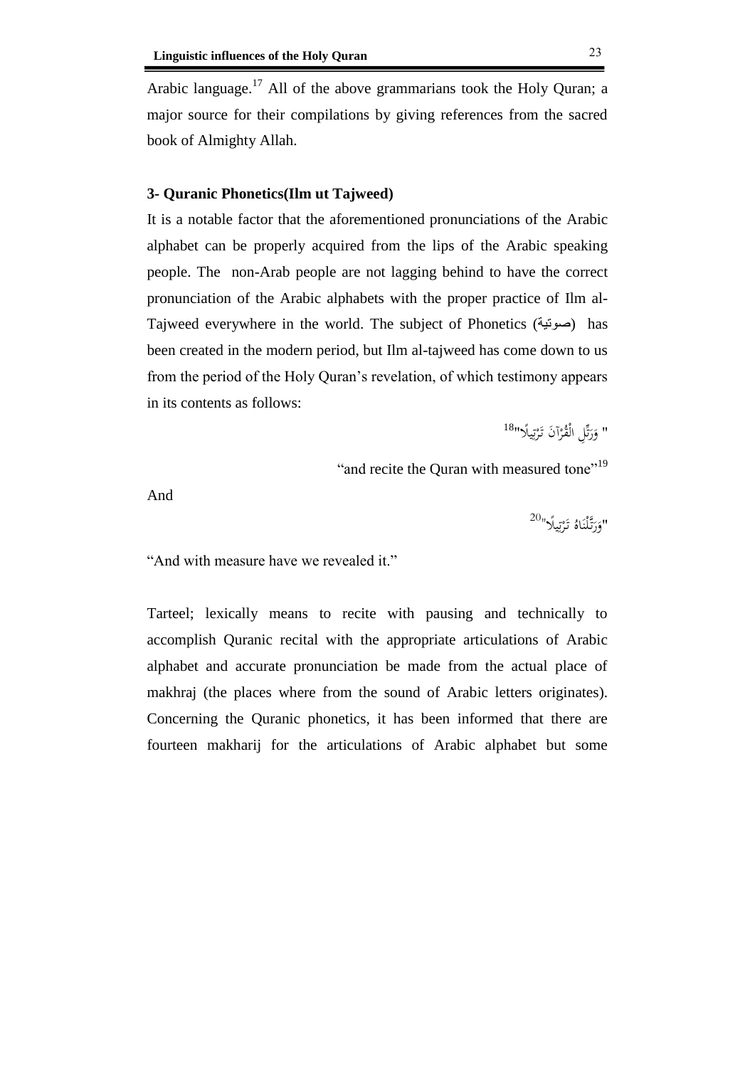Arabic language.[17] All of the above grammarians took the Holy Quran; a major source for their compilations by giving references from the sacred book of Almighty Allah.

### 3- Quranic Phonetics(Ilm ut Tajweed)

It is a notable factor that the aforementioned pronunciations of the Arabic alphabet can be properly acquired from the lips of the Arabic speaking people. The non-Arab people are not lagging behind to have the correct pronunciation of the Arabic alphabets with the proper practice of Ilm al-Tajweed everywhere in the world. The subject of Phonetics (صوتية) has been created in the modern period, but Ilm al-tajweed has come down to us from the period of the Holy Quran's revelation, of which testimony appears in its contents as follows:

" وَرَتِّلِ الْقُرْآنَ تَرْتِيلًا"[18]

"and recite the Quran with measured tone"[19]

And

"وَرَتَّلْنَاهُ تَرْتِيلًا"[20]

"And with measure have we revealed it."

Tarteel; lexically means to recite with pausing and technically to accomplish Quranic recital with the appropriate articulations of Arabic alphabet and accurate pronunciation be made from the actual place of makhraj (the places where from the sound of Arabic letters originates). Concerning the Quranic phonetics, it has been informed that there are fourteen makharij for the articulations of Arabic alphabet but some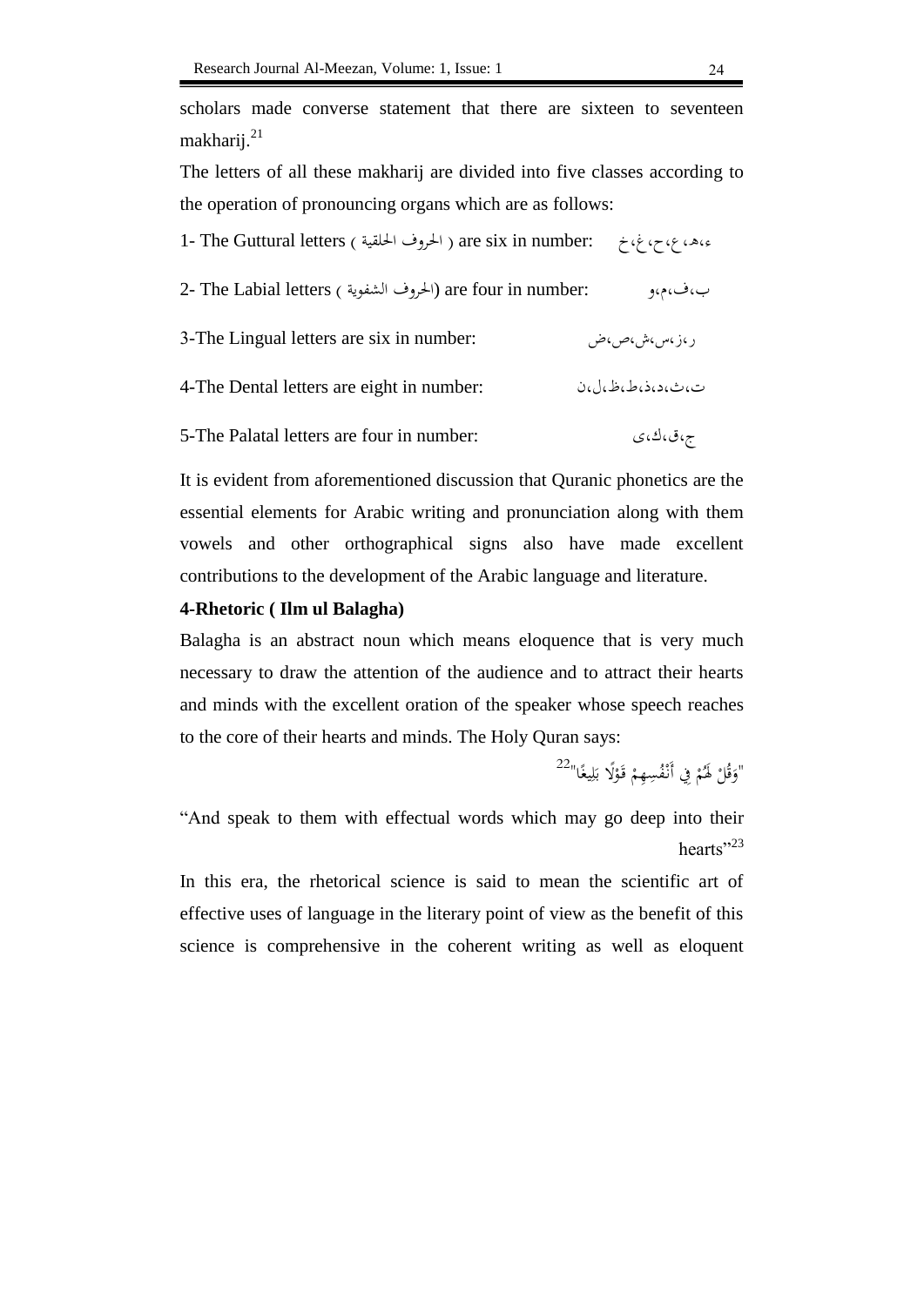scholars made converse statement that there are sixteen to seventeen makharij.[21]

The letters of all these makharij are divided into five classes according to the operation of pronouncing organs which are as follows:

1- The Guttural letters ( الحروف الحلقية ) are six in number: ء،ھ،ع،ح،غ،خ

2- The Labial letters ( الحروف الشفوية) are four in number: ب،ف،م،و

3-The Lingual letters are six in number: ر،ز،س،ش،ص،ض

4-The Dental letters are eight in number: ت،ث،د،ذ،ط،ظ،ل،ن

5-The Palatal letters are four in number: ج،ق،ك،ی

It is evident from aforementioned discussion that Quranic phonetics are the essential elements for Arabic writing and pronunciation along with them vowels and other orthographical signs also have made excellent contributions to the development of the Arabic language and literature.

**4-Rhetoric ( Ilm ul Balagha)**

Balagha is an abstract noun which means eloquence that is very much necessary to draw the attention of the audience and to attract their hearts and minds with the excellent oration of the speaker whose speech reaches to the core of their hearts and minds. The Holy Quran says:

"وَقُلْ لَهُمْ فِي أَنْفُسِهِمْ قَوْلًا بَلِيغًا"[22]

"And speak to them with effectual words which may go deep into their hearts"[23]

In this era, the rhetorical science is said to mean the scientific art of effective uses of language in the literary point of view as the benefit of this science is comprehensive in the coherent writing as well as eloquent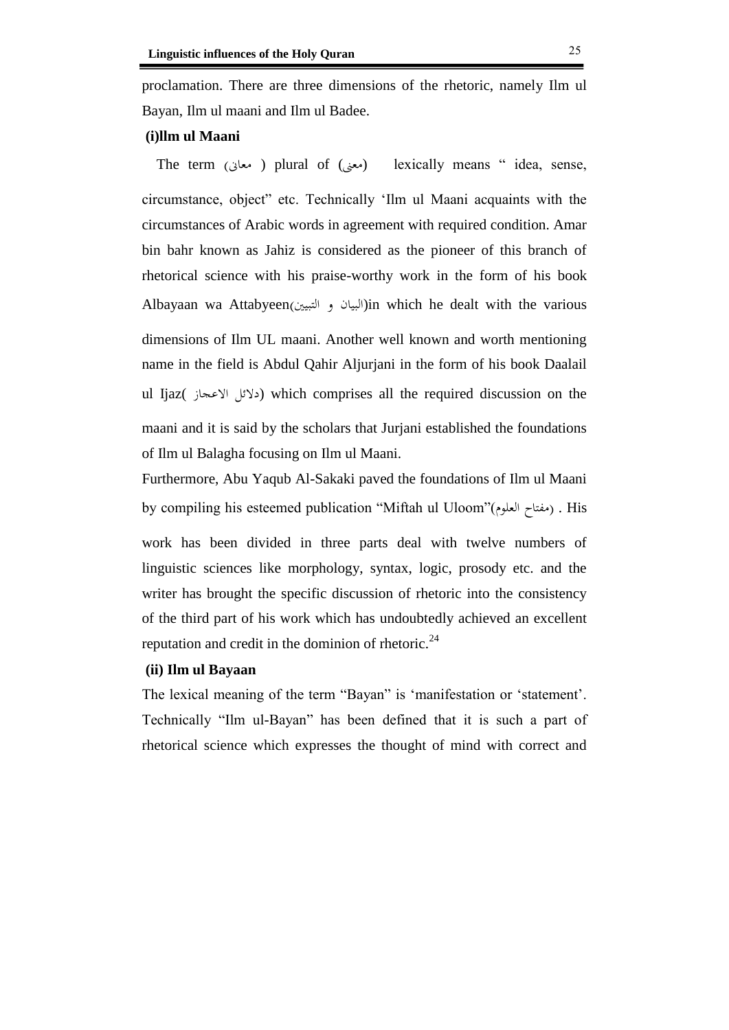proclamation. There are three dimensions of the rhetoric, namely Ilm ul Bayan, Ilm ul maani and Ilm ul Badee.

**(i)llm ul Maani**

The term (معانی ) plural of (معنی) lexically means " idea, sense, circumstance, object" etc. Technically 'Ilm ul Maani acquaints with the circumstances of Arabic words in agreement with required condition. Amar bin bahr known as Jahiz is considered as the pioneer of this branch of rhetorical science with his praise-worthy work in the form of his book Albayaan wa Attabyeen(البيان و التبيين)in which he dealt with the various dimensions of Ilm UL maani. Another well known and worth mentioning name in the field is Abdul Qahir Aljurjani in the form of his book Daalail ul Ijaz( دلائل الاعجاز) which comprises all the required discussion on the maani and it is said by the scholars that Jurjani established the foundations of Ilm ul Balagha focusing on Ilm ul Maani.

Furthermore, Abu Yaqub Al-Sakaki paved the foundations of Ilm ul Maani by compiling his esteemed publication "Miftah ul Uloom"(مفتاح العلوم) . His work has been divided in three parts deal with twelve numbers of linguistic sciences like morphology, syntax, logic, prosody etc. and the writer has brought the specific discussion of rhetoric into the consistency of the third part of his work which has undoubtedly achieved an excellent reputation and credit in the dominion of rhetoric.[24]

**(ii) Ilm ul Bayaan**

The lexical meaning of the term "Bayan" is 'manifestation or 'statement'. Technically "Ilm ul-Bayan" has been defined that it is such a part of rhetorical science which expresses the thought of mind with correct and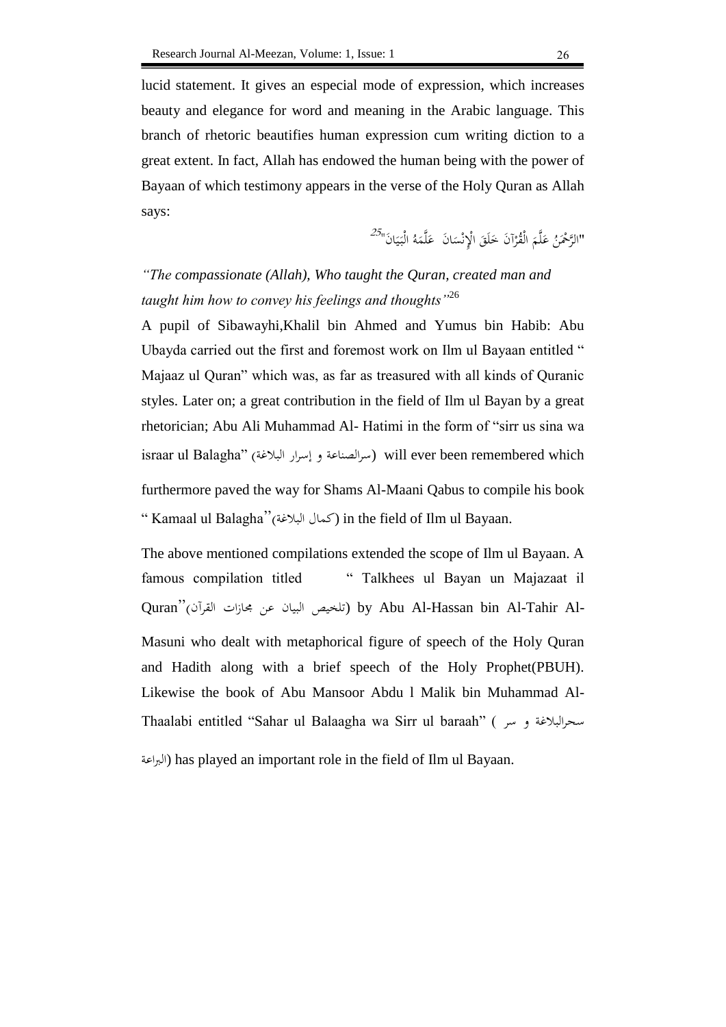lucid statement. It gives an especial mode of expression, which increases beauty and elegance for word and meaning in the Arabic language. This branch of rhetoric beautifies human expression cum writing diction to a great extent. In fact, Allah has endowed the human being with the power of Bayaan of which testimony appears in the verse of the Holy Quran as Allah says:

"الرَّحْمَنُ عَلَّمَ الْقُرْآنَ خَلَقَ الْإِنْسَانَ عَلَّمَهُ الْبَيَانَ"[25]

*"The compassionate (Allah), Who taught the Quran, created man and taught him how to convey his feelings and thoughts"*[26]

A pupil of Sibawayhi,Khalil bin Ahmed and Yumus bin Habib: Abu Ubayda carried out the first and foremost work on Ilm ul Bayaan entitled " Majaaz ul Quran" which was, as far as treasured with all kinds of Quranic styles. Later on; a great contribution in the field of Ilm ul Bayan by a great rhetorician; Abu Ali Muhammad Al- Hatimi in the form of "sirr us sina wa israar ul Balagha" (سرالصناعة و إسرار البلاغة) will ever been remembered which furthermore paved the way for Shams Al-Maani Qabus to compile his book " Kamaal ul Balagha"(كمال البلاغة) in the field of Ilm ul Bayaan.

The above mentioned compilations extended the scope of Ilm ul Bayaan. A famous compilation titled " Talkhees ul Bayan un Majazaat il Quran"(تلخيص البيان عن مجازات القرآن) by Abu Al-Hassan bin Al-Tahir Al-Masuni who dealt with metaphorical figure of speech of the Holy Quran and Hadith along with a brief speech of the Holy Prophet(PBUH). Likewise the book of Abu Mansoor Abdu l Malik bin Muhammad Al-Thaalabi entitled "Sahar ul Balaagha wa Sirr ul baraah" (سحرالبلاغة و سر البراعة) has played an important role in the field of Ilm ul Bayaan.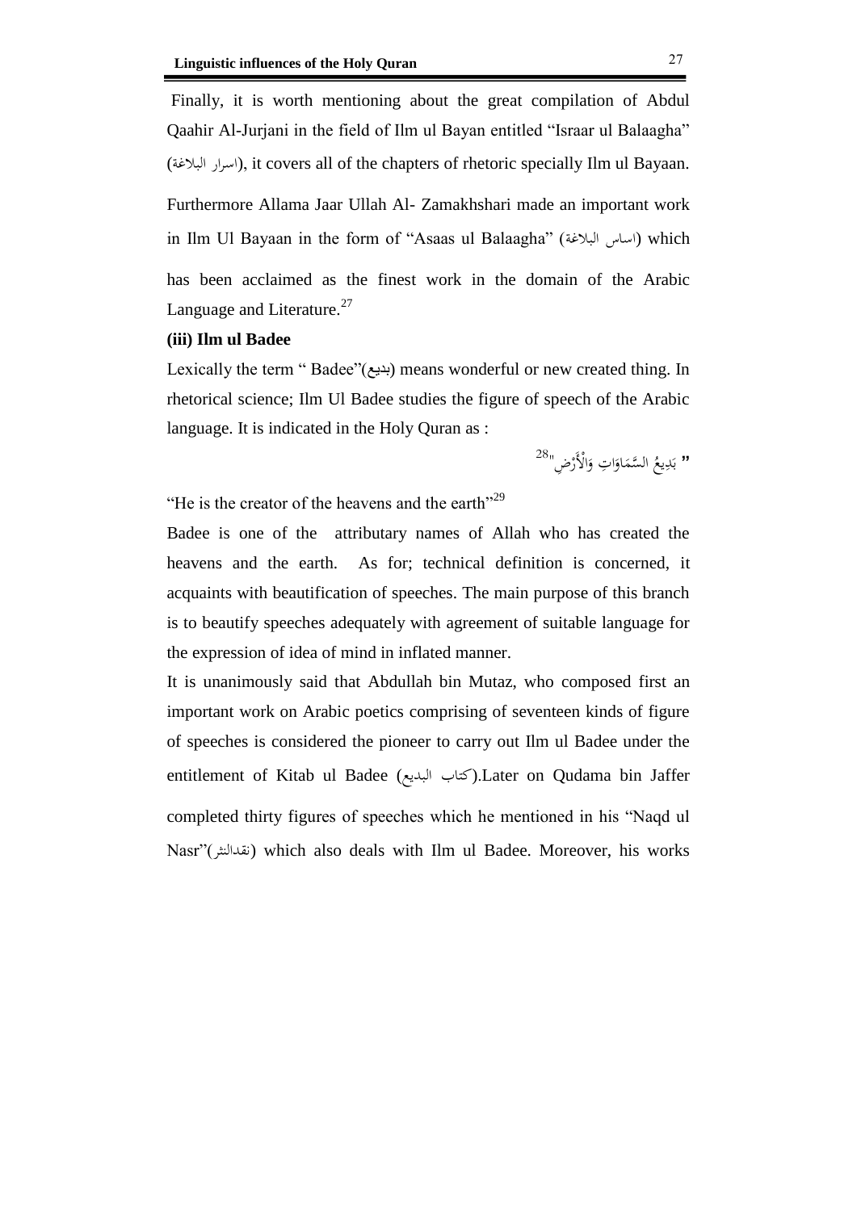Finally, it is worth mentioning about the great compilation of Abdul Qaahir Al-Jurjani in the field of Ilm ul Bayan entitled “Israar ul Balaagha” (اسرار البلاغة), it covers all of the chapters of rhetoric specially Ilm ul Bayaan.

Furthermore Allama Jaar Ullah Al- Zamakhshari made an important work in Ilm Ul Bayaan in the form of “Asaas ul Balaagha” (اساس البلاغة) which has been acclaimed as the finest work in the domain of the Arabic Language and Literature.[27]

**(iii) Ilm ul Badee**

Lexically the term “ Badee”(بديع) means wonderful or new created thing. In rhetorical science; Ilm Ul Badee studies the figure of speech of the Arabic language. It is indicated in the Holy Quran as :

" بَدِيعُ السَّمَاوَاتِ وَالْأَرْضِ "[28]

“He is the creator of the heavens and the earth”[29]

Badee is one of the attributary names of Allah who has created the heavens and the earth. As for; technical definition is concerned, it acquaints with beautification of speeches. The main purpose of this branch is to beautify speeches adequately with agreement of suitable language for the expression of idea of mind in inflated manner.

It is unanimously said that Abdullah bin Mutaz, who composed first an important work on Arabic poetics comprising of seventeen kinds of figure of speeches is considered the pioneer to carry out Ilm ul Badee under the entitlement of Kitab ul Badee (كتاب البديع).Later on Qudama bin Jaffer completed thirty figures of speeches which he mentioned in his “Naqd ul Nasr”(نقدالنثر) which also deals with Ilm ul Badee. Moreover, his works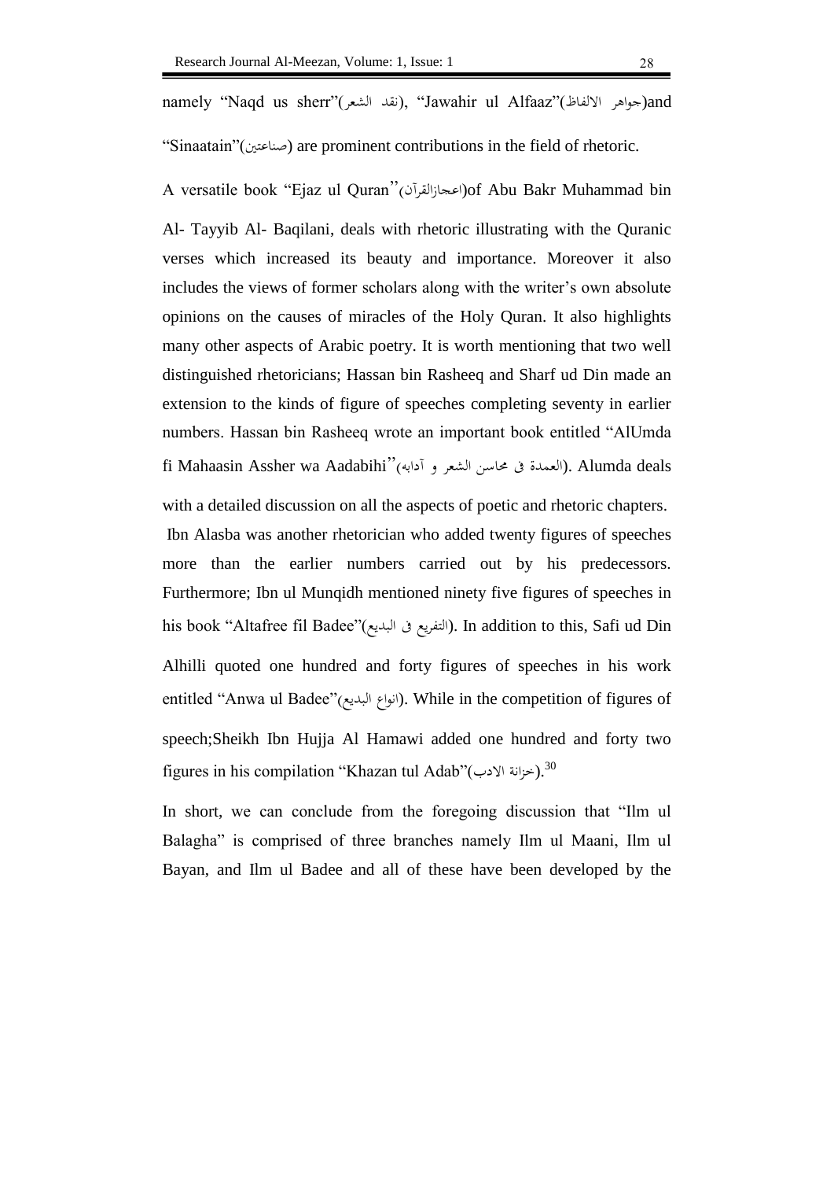namely "Naqd us sherr"(نقد الشعر), "Jawahir ul Alfaaz"(جواهر الالفاظ)and "Sinaatain"(صناعتین) are prominent contributions in the field of rhetoric.

A versatile book "Ejaz ul Quran"(اعجازالقرآن)of Abu Bakr Muhammad bin Al- Tayyib Al- Baqilani, deals with rhetoric illustrating with the Quranic verses which increased its beauty and importance. Moreover it also includes the views of former scholars along with the writer's own absolute opinions on the causes of miracles of the Holy Quran. It also highlights many other aspects of Arabic poetry. It is worth mentioning that two well distinguished rhetoricians; Hassan bin Rasheeq and Sharf ud Din made an extension to the kinds of figure of speeches completing seventy in earlier numbers. Hassan bin Rasheeq wrote an important book entitled "AlUmda fi Mahaasin Assher wa Aadabihi"(العمدة فی محاسن الشعر و آدابه). Alumda deals with a detailed discussion on all the aspects of poetic and rhetoric chapters.

Ibn Alasba was another rhetorician who added twenty figures of speeches more than the earlier numbers carried out by his predecessors. Furthermore; Ibn ul Munqidh mentioned ninety five figures of speeches in his book "Altafree fil Badee"(التفريع فی البديع). In addition to this, Safi ud Din Alhilli quoted one hundred and forty figures of speeches in his work entitled "Anwa ul Badee"(انواع البديع). While in the competition of figures of speech;Sheikh Ibn Hujja Al Hamawi added one hundred and forty two figures in his compilation "Khazan tul Adab"(خزانة الادب).[30]

In short, we can conclude from the foregoing discussion that "Ilm ul Balagha" is comprised of three branches namely Ilm ul Maani, Ilm ul Bayan, and Ilm ul Badee and all of these have been developed by the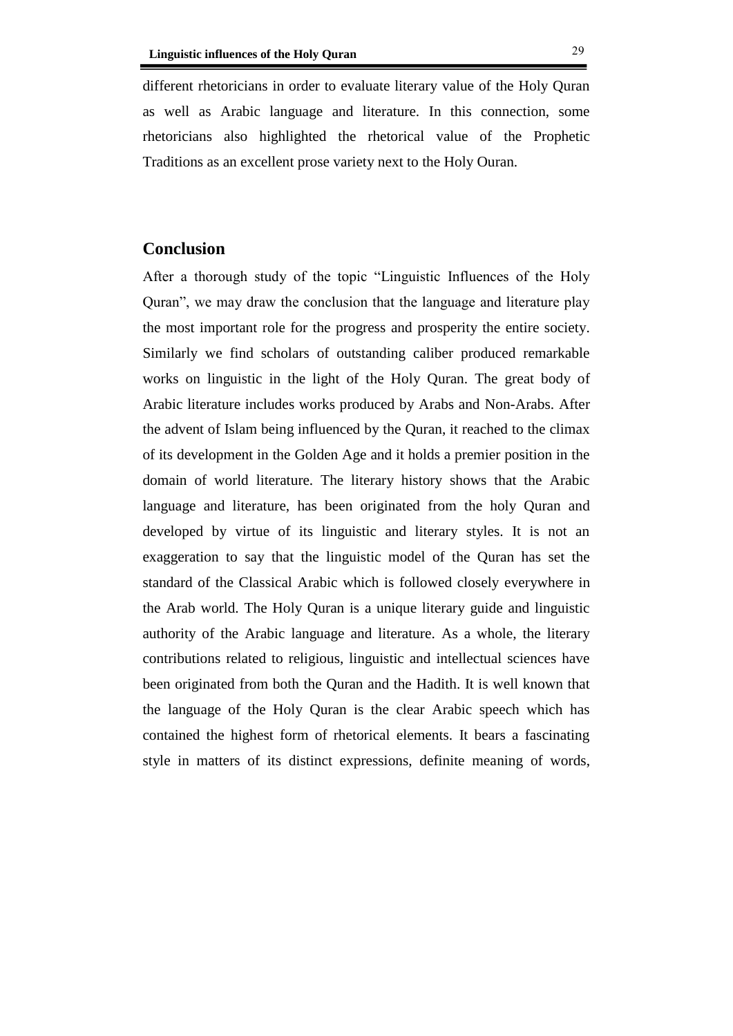different rhetoricians in order to evaluate literary value of the Holy Quran as well as Arabic language and literature. In this connection, some rhetoricians also highlighted the rhetorical value of the Prophetic Traditions as an excellent prose variety next to the Holy Ouran.

## Conclusion

After a thorough study of the topic "Linguistic Influences of the Holy Quran", we may draw the conclusion that the language and literature play the most important role for the progress and prosperity the entire society. Similarly we find scholars of outstanding caliber produced remarkable works on linguistic in the light of the Holy Quran. The great body of Arabic literature includes works produced by Arabs and Non-Arabs. After the advent of Islam being influenced by the Quran, it reached to the climax of its development in the Golden Age and it holds a premier position in the domain of world literature. The literary history shows that the Arabic language and literature, has been originated from the holy Quran and developed by virtue of its linguistic and literary styles. It is not an exaggeration to say that the linguistic model of the Quran has set the standard of the Classical Arabic which is followed closely everywhere in the Arab world. The Holy Quran is a unique literary guide and linguistic authority of the Arabic language and literature. As a whole, the literary contributions related to religious, linguistic and intellectual sciences have been originated from both the Quran and the Hadith. It is well known that the language of the Holy Quran is the clear Arabic speech which has contained the highest form of rhetorical elements. It bears a fascinating style in matters of its distinct expressions, definite meaning of words,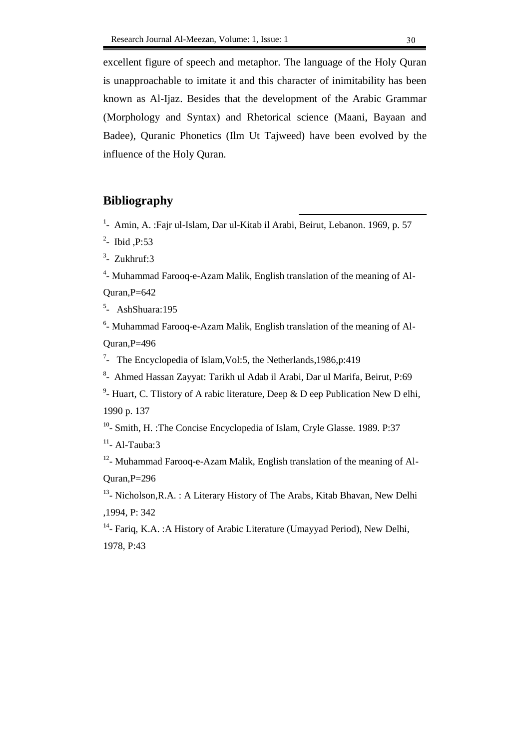excellent figure of speech and metaphor. The language of the Holy Quran is unapproachable to imitate it and this character of inimitability has been known as Al-Ijaz. Besides that the development of the Arabic Grammar (Morphology and Syntax) and Rhetorical science (Maani, Bayaan and Badee), Quranic Phonetics (Ilm Ut Tajweed) have been evolved by the influence of the Holy Quran.

## Bibliography

[1]- Amin, A. :Fajr ul-Islam, Dar ul-Kitab il Arabi, Beirut, Lebanon. 1969, p. 57

[2]- Ibid ,P:53

[3]- Zukhruf:3

[4]- Muhammad Farooq-e-Azam Malik, English translation of the meaning of Al-Quran,P=642

[5]- AshShuara:195

[6]- Muhammad Farooq-e-Azam Malik, English translation of the meaning of Al-Quran,P=496

[7]- The Encyclopedia of Islam,Vol:5, the Netherlands,1986,p:419

[8]- Ahmed Hassan Zayyat: Tarikh ul Adab il Arabi, Dar ul Marifa, Beirut, P:69

[9]- Huart, C. TIistory of A rabic literature, Deep & D eep Publication New D elhi, 1990 p. 137

[10]- Smith, H. :The Concise Encyclopedia of Islam, Cryle Glasse. 1989. P:37

[11]- Al-Tauba:3

[12]- Muhammad Farooq-e-Azam Malik, English translation of the meaning of Al-Quran,P=296

[13]- Nicholson,R.A. : A Literary History of The Arabs, Kitab Bhavan, New Delhi ,1994, P: 342

[14]- Fariq, K.A. :A History of Arabic Literature (Umayyad Period), New Delhi, 1978, P:43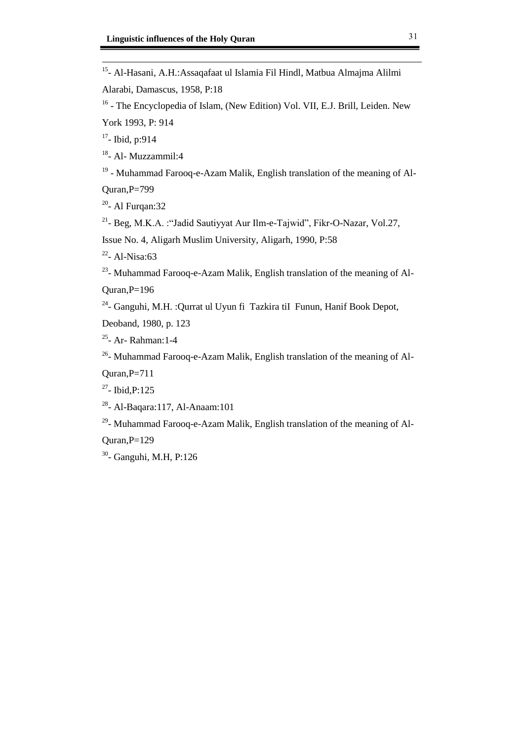[15]- Al-Hasani, A.H.:Assaqafaat ul Islamia Fil Hindl, Matbua Almajma Alilmi Alarabi, Damascus, 1958, P:18

[16] - The Encyclopedia of Islam, (New Edition) Vol. VII, E.J. Brill, Leiden. New York 1993, P: 914

[17]- Ibid, p:914

[18]- Al- Muzzammil:4

[19] - Muhammad Farooq-e-Azam Malik, English translation of the meaning of Al-Quran,P=799

[20]- Al Furqan:32

[21]- Beg, M.K.A. :"Jadid Sautiyyat Aur Ilm-e-Tajwid", Fikr-O-Nazar, Vol.27, Issue No. 4, Aligarh Muslim University, Aligarh, 1990, P:58

[22]- Al-Nisa:63

[23]- Muhammad Farooq-e-Azam Malik, English translation of the meaning of Al-Quran,P=196

[24]- Ganguhi, M.H. :Qurrat ul Uyun fi Tazkira tiI Funun, Hanif Book Depot, Deoband, 1980, p. 123

[25]- Ar- Rahman:1-4

[26]- Muhammad Farooq-e-Azam Malik, English translation of the meaning of Al-Quran,P=711

[27]- Ibid,P:125

[28]- Al-Baqara:117, Al-Anaam:101

[29]- Muhammad Farooq-e-Azam Malik, English translation of the meaning of Al-Quran,P=129

[30]- Ganguhi, M.H, P:126